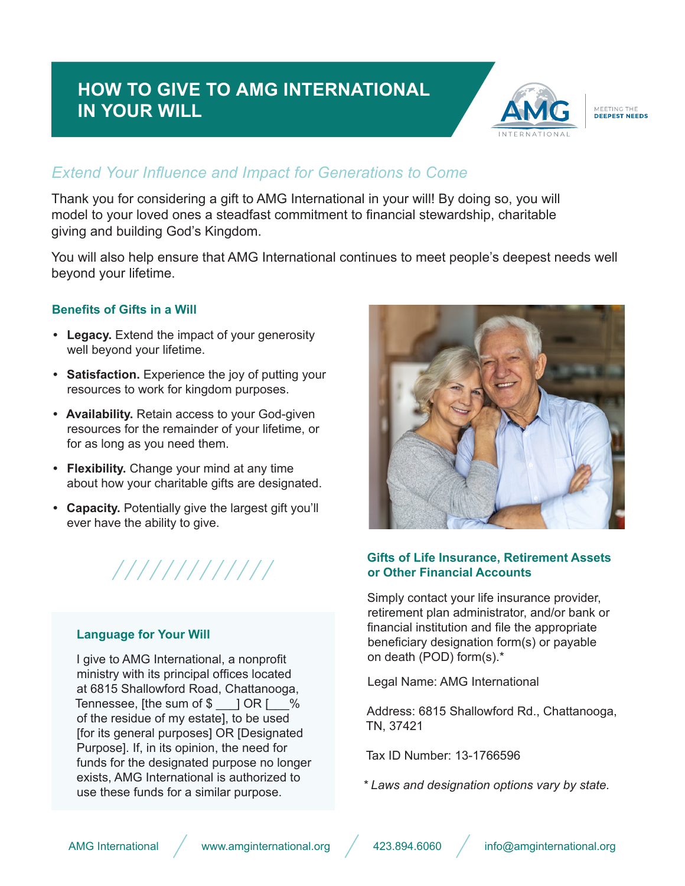# HOW TO GIVE TO AMG INTERNATIONAL IN YOUR WILL

AMG INTERNATIONAL — MEETING THE DEEPEST NEEDS

*Extend Your Influence and Impact for Generations to Come*

Thank you for considering a gift to AMG International in your will! By doing so, you will model to your loved ones a steadfast commitment to financial stewardship, charitable giving and building God's Kingdom.

You will also help ensure that AMG International continues to meet people's deepest needs well beyond your lifetime.

### Benefits of Gifts in a Will

- **Legacy.** Extend the impact of your generosity well beyond your lifetime.
- **Satisfaction.** Experience the joy of putting your resources to work for kingdom purposes.
- **Availability.** Retain access to your God-given resources for the remainder of your lifetime, or for as long as you need them.
- **Flexibility.** Change your mind at any time about how your charitable gifts are designated.
- **Capacity.** Potentially give the largest gift you'll ever have the ability to give.

### Language for Your Will

I give to AMG International, a nonprofit ministry with its principal offices located at 6815 Shallowford Road, Chattanooga, Tennessee, [the sum of $ ___] OR [___% of the residue of my estate], to be used [for its general purposes] OR [Designated Purpose]. If, in its opinion, the need for funds for the designated purpose no longer exists, AMG International is authorized to use these funds for a similar purpose.

### Gifts of Life Insurance, Retirement Assets or Other Financial Accounts

Simply contact your life insurance provider, retirement plan administrator, and/or bank or financial institution and file the appropriate beneficiary designation form(s) or payable on death (POD) form(s).*

Legal Name: AMG International

Address: 6815 Shallowford Rd., Chattanooga, TN, 37421

Tax ID Number: 13-1766596

*\* Laws and designation options vary by state.*

AMG International / www.amginternational.org / 423.894.6060 / info@amginternational.org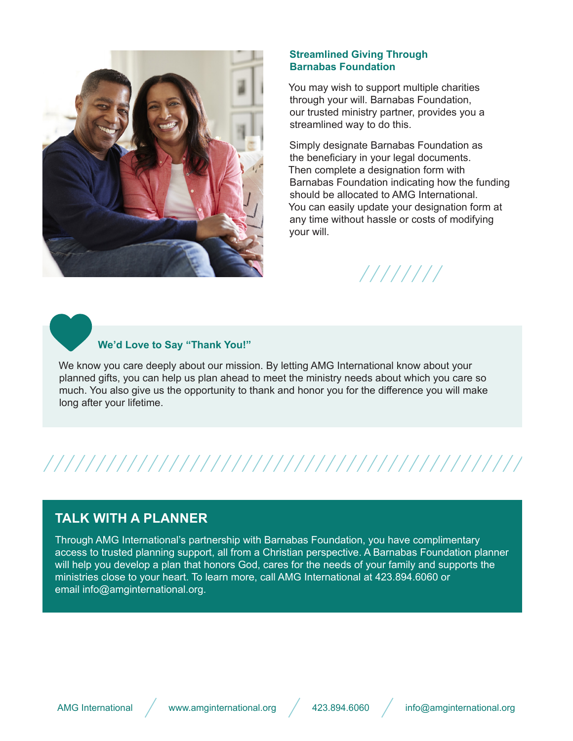## Streamlined Giving Through Barnabas Foundation

You may wish to support multiple charities through your will. Barnabas Foundation, our trusted ministry partner, provides you a streamlined way to do this.

Simply designate Barnabas Foundation as the beneficiary in your legal documents. Then complete a designation form with Barnabas Foundation indicating how the funding should be allocated to AMG International. You can easily update your designation form at any time without hassle or costs of modifying your will.

### We'd Love to Say "Thank You!"

We know you care deeply about our mission. By letting AMG International know about your planned gifts, you can help us plan ahead to meet the ministry needs about which you care so much. You also give us the opportunity to thank and honor you for the difference you will make long after your lifetime.

## TALK WITH A PLANNER

Through AMG International's partnership with Barnabas Foundation, you have complimentary access to trusted planning support, all from a Christian perspective. A Barnabas Foundation planner will help you develop a plan that honors God, cares for the needs of your family and supports the ministries close to your heart. To learn more, call AMG International at 423.894.6060 or email info@amginternational.org.

AMG International / www.amginternational.org / 423.894.6060 / info@amginternational.org